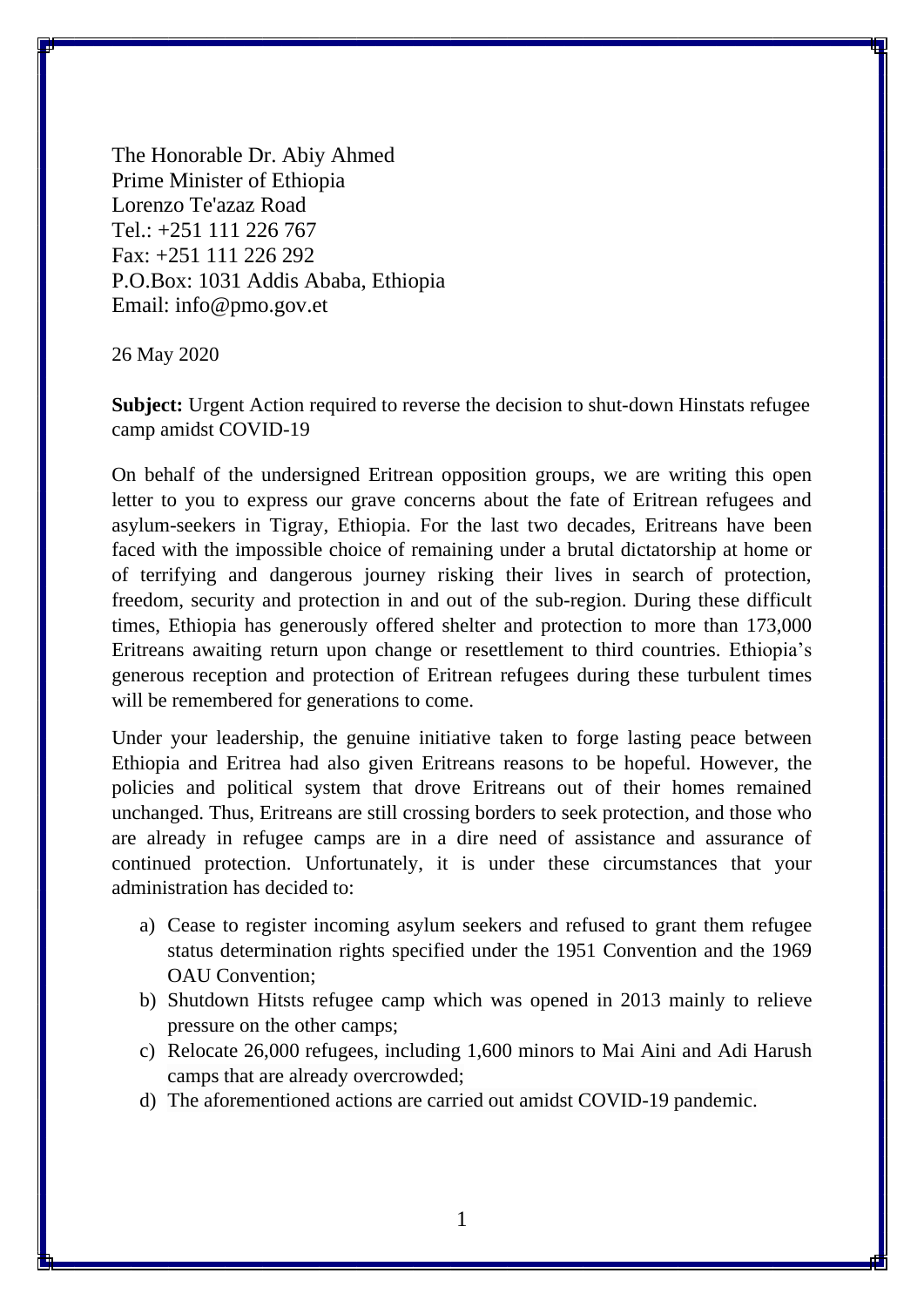The Honorable Dr. Abiy Ahmed
Prime Minister of Ethiopia
Lorenzo Te'azaz Road
Tel.: +251 111 226 767
Fax: +251 111 226 292
P.O.Box: 1031 Addis Ababa, Ethiopia
Email: info@pmo.gov.et

26 May 2020

**Subject:** Urgent Action required to reverse the decision to shut-down Hinstats refugee camp amidst COVID-19

On behalf of the undersigned Eritrean opposition groups, we are writing this open letter to you to express our grave concerns about the fate of Eritrean refugees and asylum-seekers in Tigray, Ethiopia. For the last two decades, Eritreans have been faced with the impossible choice of remaining under a brutal dictatorship at home or of terrifying and dangerous journey risking their lives in search of protection, freedom, security and protection in and out of the sub-region. During these difficult times, Ethiopia has generously offered shelter and protection to more than 173,000 Eritreans awaiting return upon change or resettlement to third countries. Ethiopia's generous reception and protection of Eritrean refugees during these turbulent times will be remembered for generations to come.

Under your leadership, the genuine initiative taken to forge lasting peace between Ethiopia and Eritrea had also given Eritreans reasons to be hopeful. However, the policies and political system that drove Eritreans out of their homes remained unchanged. Thus, Eritreans are still crossing borders to seek protection, and those who are already in refugee camps are in a dire need of assistance and assurance of continued protection. Unfortunately, it is under these circumstances that your administration has decided to:

a) Cease to register incoming asylum seekers and refused to grant them refugee status determination rights specified under the 1951 Convention and the 1969 OAU Convention;
b) Shutdown Hitsts refugee camp which was opened in 2013 mainly to relieve pressure on the other camps;
c) Relocate 26,000 refugees, including 1,600 minors to Mai Aini and Adi Harush camps that are already overcrowded;
d) The aforementioned actions are carried out amidst COVID-19 pandemic.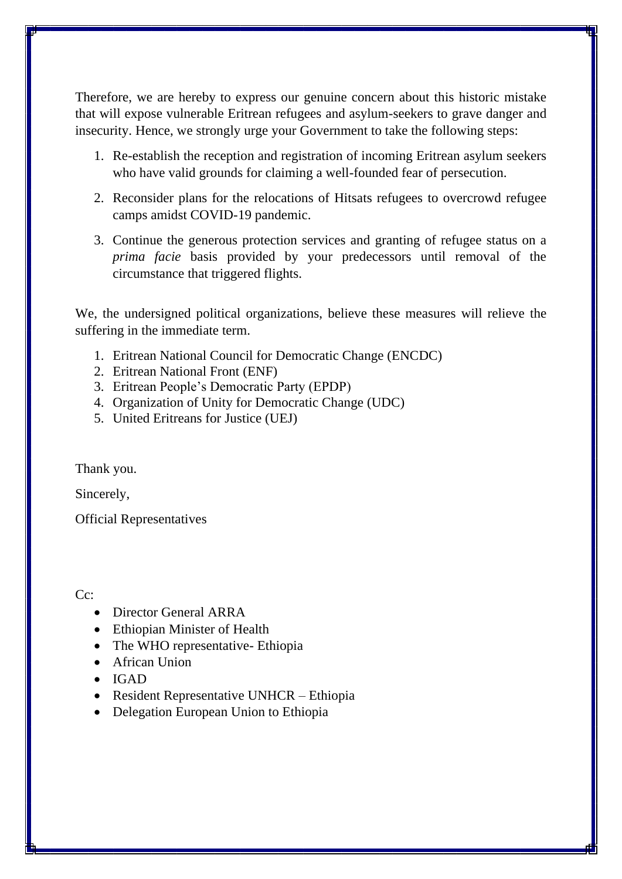Therefore, we are hereby to express our genuine concern about this historic mistake that will expose vulnerable Eritrean refugees and asylum-seekers to grave danger and insecurity. Hence, we strongly urge your Government to take the following steps:

1. Re-establish the reception and registration of incoming Eritrean asylum seekers who have valid grounds for claiming a well-founded fear of persecution.
2. Reconsider plans for the relocations of Hitsats refugees to overcrowd refugee camps amidst COVID-19 pandemic.
3. Continue the generous protection services and granting of refugee status on a *prima facie* basis provided by your predecessors until removal of the circumstance that triggered flights.

We, the undersigned political organizations, believe these measures will relieve the suffering in the immediate term.

1. Eritrean National Council for Democratic Change (ENCDC)
2. Eritrean National Front (ENF)
3. Eritrean People's Democratic Party (EPDP)
4. Organization of Unity for Democratic Change (UDC)
5. United Eritreans for Justice (UEJ)

Thank you.

Sincerely,

Official Representatives

Cc:

- Director General ARRA
- Ethiopian Minister of Health
- The WHO representative- Ethiopia
- African Union
- IGAD
- Resident Representative UNHCR – Ethiopia
- Delegation European Union to Ethiopia